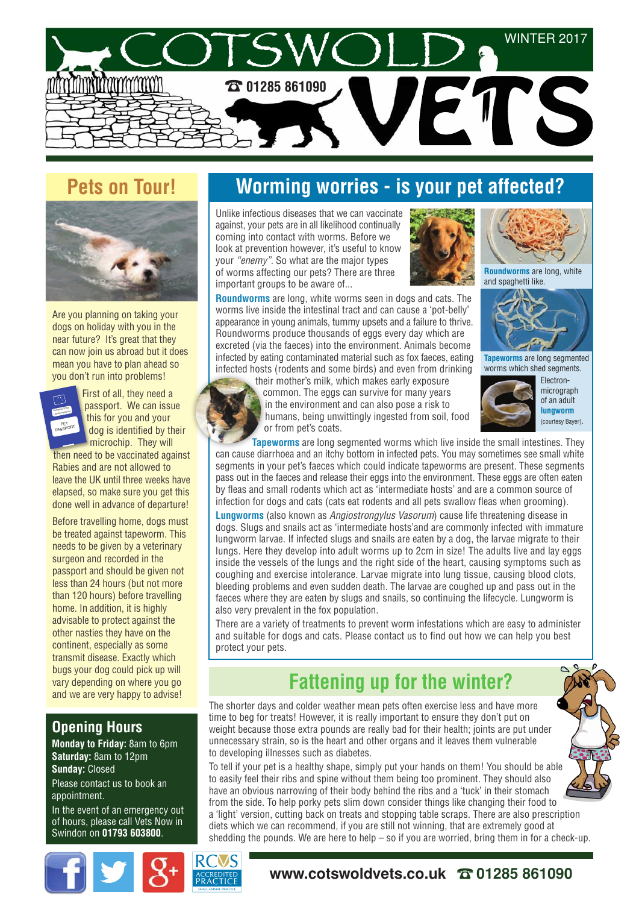# COTSWOLD VETS

WINTER 2017

☎ 01285 861090

## Pets on Tour!

Are you planning on taking your dogs on holiday with you in the near future? It's great that they can now join us abroad but it does mean you have to plan ahead so you don't run into problems!

First of all, they need a passport. We can issue this for you and your dog is identified by their microchip. They will then need to be vaccinated against Rabies and are not allowed to leave the UK until three weeks have elapsed, so make sure you get this done well in advance of departure!

Before travelling home, dogs must be treated against tapeworm. This needs to be given by a veterinary surgeon and recorded in the passport and should be given not less than 24 hours (but not more than 120 hours) before travelling home. In addition, it is highly advisable to protect against the other nasties they have on the continent, especially as some transmit disease. Exactly which bugs your dog could pick up will vary depending on where you go and we are very happy to advise!

## Opening Hours

**Monday to Friday:** 8am to 6pm
**Saturday:** 8am to 12pm
**Sunday:** Closed

Please contact us to book an appointment.

In the event of an emergency out of hours, please call Vets Now in Swindon on **01793 603800**.

## Worming worries - is your pet affected?

Unlike infectious diseases that we can vaccinate against, your pets are in all likelihood continually coming into contact with worms. Before we look at prevention however, it's useful to know your *"enemy"*. So what are the major types of worms affecting our pets? There are three important groups to be aware of...

**Roundworms** are long, white worms seen in dogs and cats. The worms live inside the intestinal tract and can cause a 'pot-belly' appearance in young animals, tummy upsets and a failure to thrive. Roundworms produce thousands of eggs every day which are excreted (via the faeces) into the environment. Animals become infected by eating contaminated material such as fox faeces, eating infected hosts (rodents and some birds) and even from drinking their mother's milk, which makes early exposure common. The eggs can survive for many years in the environment and can also pose a risk to humans, being unwittingly ingested from soil, food or from pet's coats.

**Roundworms** are long, white and spaghetti like.

**Tapeworms** are long segmented worms which shed segments.

Electron-micrograph of an adult **lungworm** (courtesy Bayer).

**Tapeworms** are long segmented worms which live inside the small intestines. They can cause diarrhoea and an itchy bottom in infected pets. You may sometimes see small white segments in your pet's faeces which could indicate tapeworms are present. These segments pass out in the faeces and release their eggs into the environment. These eggs are often eaten by fleas and small rodents which act as 'intermediate hosts' and are a common source of infection for dogs and cats (cats eat rodents and all pets swallow fleas when grooming).

**Lungworms** (also known as *Angiostrongylus Vasorum*) cause life threatening disease in dogs. Slugs and snails act as 'intermediate hosts'and are commonly infected with immature lungworm larvae. If infected slugs and snails are eaten by a dog, the larvae migrate to their lungs. Here they develop into adult worms up to 2cm in size! The adults live and lay eggs inside the vessels of the lungs and the right side of the heart, causing symptoms such as coughing and exercise intolerance. Larvae migrate into lung tissue, causing blood clots, bleeding problems and even sudden death. The larvae are coughed up and pass out in the faeces where they are eaten by slugs and snails, so continuing the lifecycle. Lungworm is also very prevalent in the fox population.

There are a variety of treatments to prevent worm infestations which are easy to administer and suitable for dogs and cats. Please contact us to find out how we can help you best protect your pets.

## Fattening up for the winter?

The shorter days and colder weather mean pets often exercise less and have more time to beg for treats! However, it is really important to ensure they don't put on weight because those extra pounds are really bad for their health; joints are put under unnecessary strain, so is the heart and other organs and it leaves them vulnerable to developing illnesses such as diabetes.

To tell if your pet is a healthy shape, simply put your hands on them! You should be able to easily feel their ribs and spine without them being too prominent. They should also have an obvious narrowing of their body behind the ribs and a 'tuck' in their stomach from the side. To help porky pets slim down consider things like changing their food to a 'light' version, cutting back on treats and stopping table scraps. There are also prescription diets which we can recommend, if you are still not winning, that are extremely good at shedding the pounds. We are here to help – so if you are worried, bring them in for a check-up.

**www.cotswoldvets.co.uk ☎ 01285 861090**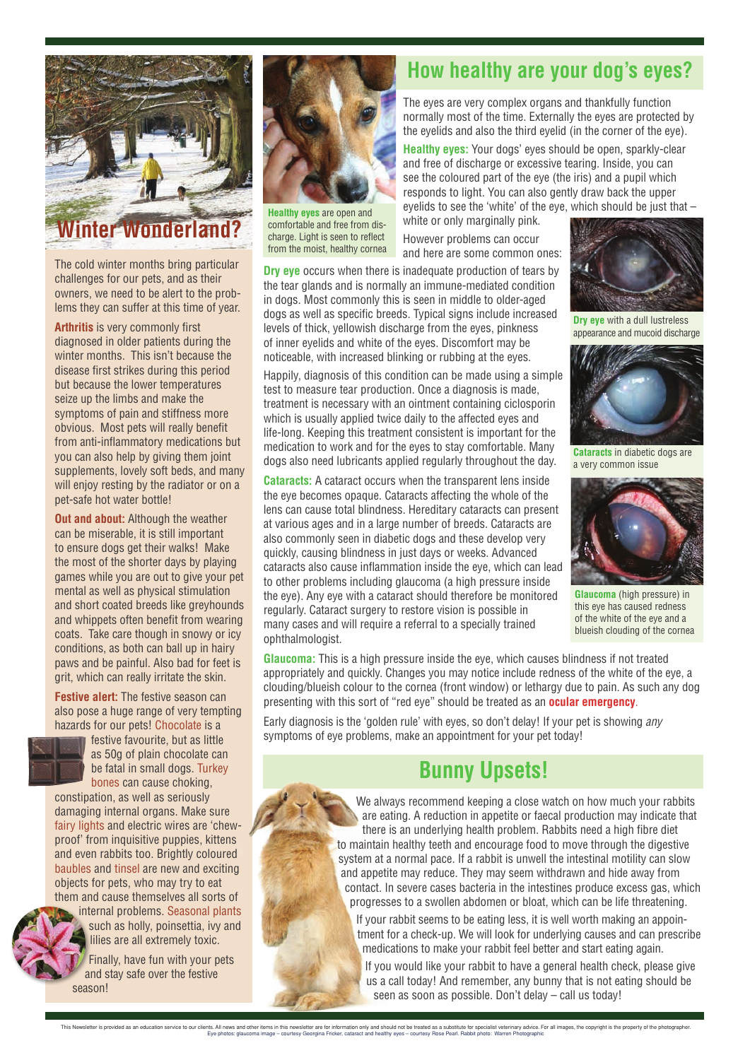## Winter Wonderland?

The cold winter months bring particular challenges for our pets, and as their owners, we need to be alert to the problems they can suffer at this time of year.

**Arthritis** is very commonly first diagnosed in older patients during the winter months. This isn't because the disease first strikes during this period but because the lower temperatures seize up the limbs and make the symptoms of pain and stiffness more obvious. Most pets will really benefit from anti-inflammatory medications but you can also help by giving them joint supplements, lovely soft beds, and many will enjoy resting by the radiator or on a pet-safe hot water bottle!

**Out and about:** Although the weather can be miserable, it is still important to ensure dogs get their walks! Make the most of the shorter days by playing games while you are out to give your pet mental as well as physical stimulation and short coated breeds like greyhounds and whippets often benefit from wearing coats. Take care though in snowy or icy conditions, as both can ball up in hairy paws and be painful. Also bad for feet is grit, which can really irritate the skin.

**Festive alert:** The festive season can also pose a huge range of very tempting hazards for our pets! Chocolate is a festive favourite, but as little as 50g of plain chocolate can be fatal in small dogs. Turkey bones can cause choking, constipation, as well as seriously damaging internal organs. Make sure fairy lights and electric wires are 'chew-proof' from inquisitive puppies, kittens and even rabbits too. Brightly coloured baubles and tinsel are new and exciting objects for pets, who may try to eat them and cause themselves all sorts of internal problems. Seasonal plants such as holly, poinsettia, ivy and lilies are all extremely toxic.

Finally, have fun with your pets and stay safe over the festive season!

## How healthy are your dog's eyes?

**Healthy eyes** are open and comfortable and free from discharge. Light is seen to reflect from the moist, healthy cornea

The eyes are very complex organs and thankfully function normally most of the time. Externally the eyes are protected by the eyelids and also the third eyelid (in the corner of the eye).

**Healthy eyes:** Your dogs' eyes should be open, sparkly-clear and free of discharge or excessive tearing. Inside, you can see the coloured part of the eye (the iris) and a pupil which responds to light. You can also gently draw back the upper eyelids to see the 'white' of the eye, which should be just that – white or only marginally pink.

However problems can occur and here are some common ones:

**Dry eye** occurs when there is inadequate production of tears by the tear glands and is normally an immune-mediated condition in dogs. Most commonly this is seen in middle to older-aged dogs as well as specific breeds. Typical signs include increased levels of thick, yellowish discharge from the eyes, pinkness of inner eyelids and white of the eyes. Discomfort may be noticeable, with increased blinking or rubbing at the eyes.

Happily, diagnosis of this condition can be made using a simple test to measure tear production. Once a diagnosis is made, treatment is necessary with an ointment containing ciclosporin which is usually applied twice daily to the affected eyes and life-long. Keeping this treatment consistent is important for the medication to work and for the eyes to stay comfortable. Many dogs also need lubricants applied regularly throughout the day.

**Dry eye** with a dull lustreless appearance and mucoid discharge

**Cataracts:** A cataract occurs when the transparent lens inside the eye becomes opaque. Cataracts affecting the whole of the lens can cause total blindness. Hereditary cataracts can present at various ages and in a large number of breeds. Cataracts are also commonly seen in diabetic dogs and these develop very quickly, causing blindness in just days or weeks. Advanced cataracts also cause inflammation inside the eye, which can lead to other problems including glaucoma (a high pressure inside the eye). Any eye with a cataract should therefore be monitored regularly. Cataract surgery to restore vision is possible in many cases and will require a referral to a specially trained ophthalmologist.

**Cataracts** in diabetic dogs are a very common issue

**Glaucoma** (high pressure) in this eye has caused redness of the white of the eye and a blueish clouding of the cornea

**Glaucoma:** This is a high pressure inside the eye, which causes blindness if not treated appropriately and quickly. Changes you may notice include redness of the white of the eye, a clouding/blueish colour to the cornea (front window) or lethargy due to pain. As such any dog presenting with this sort of "red eye" should be treated as an **ocular emergency**.

Early diagnosis is the 'golden rule' with eyes, so don't delay! If your pet is showing *any* symptoms of eye problems, make an appointment for your pet today!

## Bunny Upsets!

We always recommend keeping a close watch on how much your rabbits are eating. A reduction in appetite or faecal production may indicate that there is an underlying health problem. Rabbits need a high fibre diet to maintain healthy teeth and encourage food to move through the digestive system at a normal pace. If a rabbit is unwell the intestinal motility can slow and appetite may reduce. They may seem withdrawn and hide away from contact. In severe cases bacteria in the intestines produce excess gas, which progresses to a swollen abdomen or bloat, which can be life threatening.

If your rabbit seems to be eating less, it is well worth making an appointment for a check-up. We will look for underlying causes and can prescribe medications to make your rabbit feel better and start eating again.

If you would like your rabbit to have a general health check, please give us a call today! And remember, any bunny that is not eating should be seen as soon as possible. Don't delay – call us today!

This Newsletter is provided as an education service to our clients. All news and other items in this newsletter are for information only and should not be treated as a substitute for specialist veterinary advice. For all images, the copyright is the property of the photographer.
Eye photos: glaucoma image – courtesy Georgina Fricker, cataract and healthy eyes – courtesy Rose Pearl. Rabbit photo: Warren Photographic